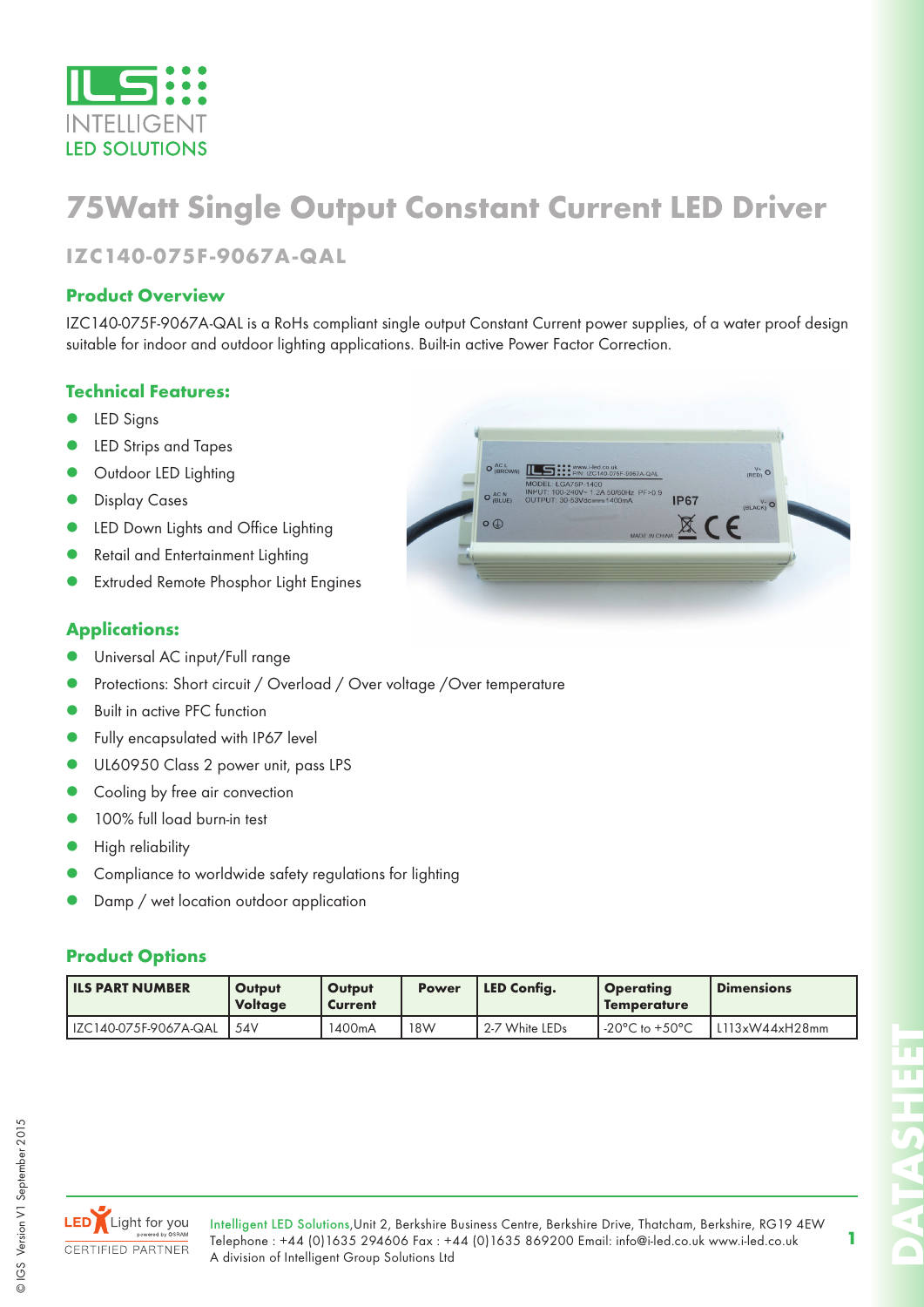# 75Watt Single Output Constant Current LED Driver

## IZC140-075F-9067A-QAL

### Product Overview

IZC140-075F-9067A-QAL is a RoHs compliant single output Constant Current power supplies, of a water proof design suitable for indoor and outdoor lighting applications. Built-in active Power Factor Correction.

### Technical Features:

- LED Signs
- LED Strips and Tapes
- Outdoor LED Lighting
- Display Cases
- LED Down Lights and Office Lighting
- Retail and Entertainment Lighting
- Extruded Remote Phosphor Light Engines

### Applications:

- Universal AC input/Full range
- Protections: Short circuit / Overload / Over voltage /Over temperature
- Built in active PFC function
- Fully encapsulated with IP67 level
- UL60950 Class 2 power unit, pass LPS
- Cooling by free air convection
- 100% full load burn-in test
- High reliability
- Compliance to worldwide safety regulations for lighting
- Damp / wet location outdoor application

### Product Options

| ILS PART NUMBER | Output Voltage | Output Current | Power | LED Config. | Operating Temperature | Dimensions |
|---|---|---|---|---|---|---|
| IZC140-075F-9067A-QAL | 54V | 1400mA | 18W | 2-7 White LEDs | -20°C to +50°C | L113xW44xH28mm |

Intelligent LED Solutions,Unit 2, Berkshire Business Centre, Berkshire Drive, Thatcham, Berkshire, RG19 4EW
Telephone : +44 (0)1635 294606 Fax : +44 (0)1635 869200 Email: info@i-led.co.uk www.i-led.co.uk
A division of Intelligent Group Solutions Ltd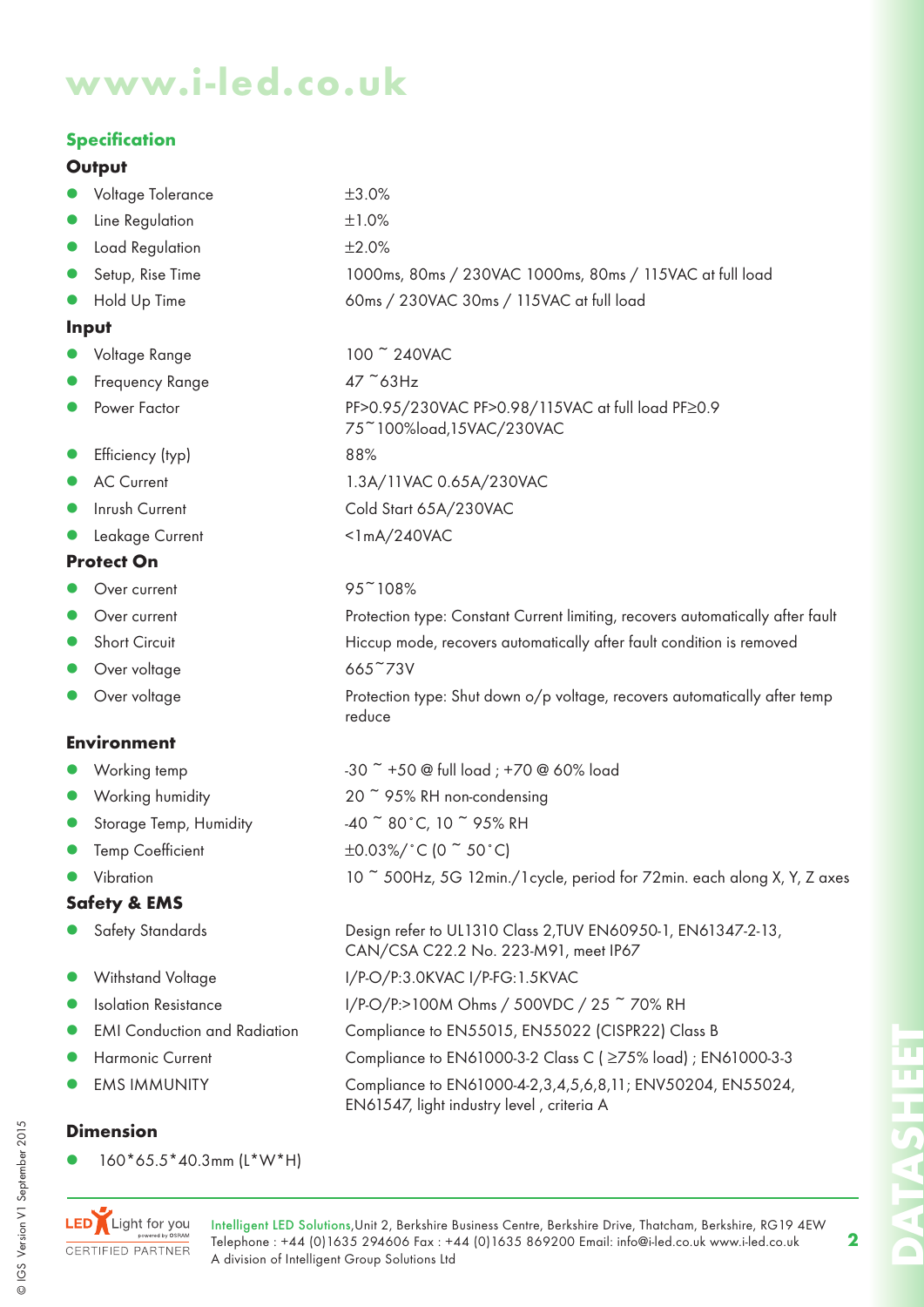# www.i-led.co.uk

## Specification

### Output

- Voltage Tolerance: ±3.0%
- Line Regulation: ±1.0%
- Load Regulation: ±2.0%
- Setup, Rise Time: 1000ms, 80ms / 230VAC 1000ms, 80ms / 115VAC at full load
- Hold Up Time: 60ms / 230VAC 30ms / 115VAC at full load

### Input

- Voltage Range: 100 ~ 240VAC
- Frequency Range: 47 ~63Hz
- Power Factor: PF>0.95/230VAC PF>0.98/115VAC at full load PF≥0.9 75~100%load,15VAC/230VAC
- Efficiency (typ): 88%
- AC Current: 1.3A/11VAC 0.65A/230VAC
- Inrush Current: Cold Start 65A/230VAC
- Leakage Current: <1mA/240VAC

### Protect On

- Over current: 95~108%
- Over current: Protection type: Constant Current limiting, recovers automatically after fault
- Short Circuit: Hiccup mode, recovers automatically after fault condition is removed
- Over voltage: 665~73V
- Over voltage: Protection type: Shut down o/p voltage, recovers automatically after temp reduce

### Environment

- Working temp: -30 ~ +50 @ full load ; +70 @ 60% load
- Working humidity: 20 ~ 95% RH non-condensing
- Storage Temp, Humidity: -40 ~ 80˚C, 10 ~ 95% RH
- Temp Coefficient: ±0.03%/˚C (0 ~ 50˚C)
- Vibration: 10 ~ 500Hz, 5G 12min./1cycle, period for 72min. each along X, Y, Z axes

### Safety & EMS

- Safety Standards: Design refer to UL1310 Class 2,TUV EN60950-1, EN61347-2-13, CAN/CSA C22.2 No. 223-M91, meet IP67
- Withstand Voltage: I/P-O/P:3.0KVAC I/P-FG:1.5KVAC
- Isolation Resistance: I/P-O/P:>100M Ohms / 500VDC / 25 ~ 70% RH
- EMI Conduction and Radiation: Compliance to EN55015, EN55022 (CISPR22) Class B
- Harmonic Current: Compliance to EN61000-3-2 Class C ( ≥75% load) ; EN61000-3-3
- EMS IMMUNITY: Compliance to EN61000-4-2,3,4,5,6,8,11; ENV50204, EN55024, EN61547, light industry level , criteria A

### Dimension

- 160*65.5*40.3mm (L*W*H)

LED Light for you powered by OSRAM CERTIFIED PARTNER

Intelligent LED Solutions,Unit 2, Berkshire Business Centre, Berkshire Drive, Thatcham, Berkshire, RG19 4EW
Telephone : +44 (0)1635 294606 Fax : +44 (0)1635 869200 Email: info@i-led.co.uk www.i-led.co.uk
A division of Intelligent Group Solutions Ltd

© IGS Version V1 September 2015

DATASHEET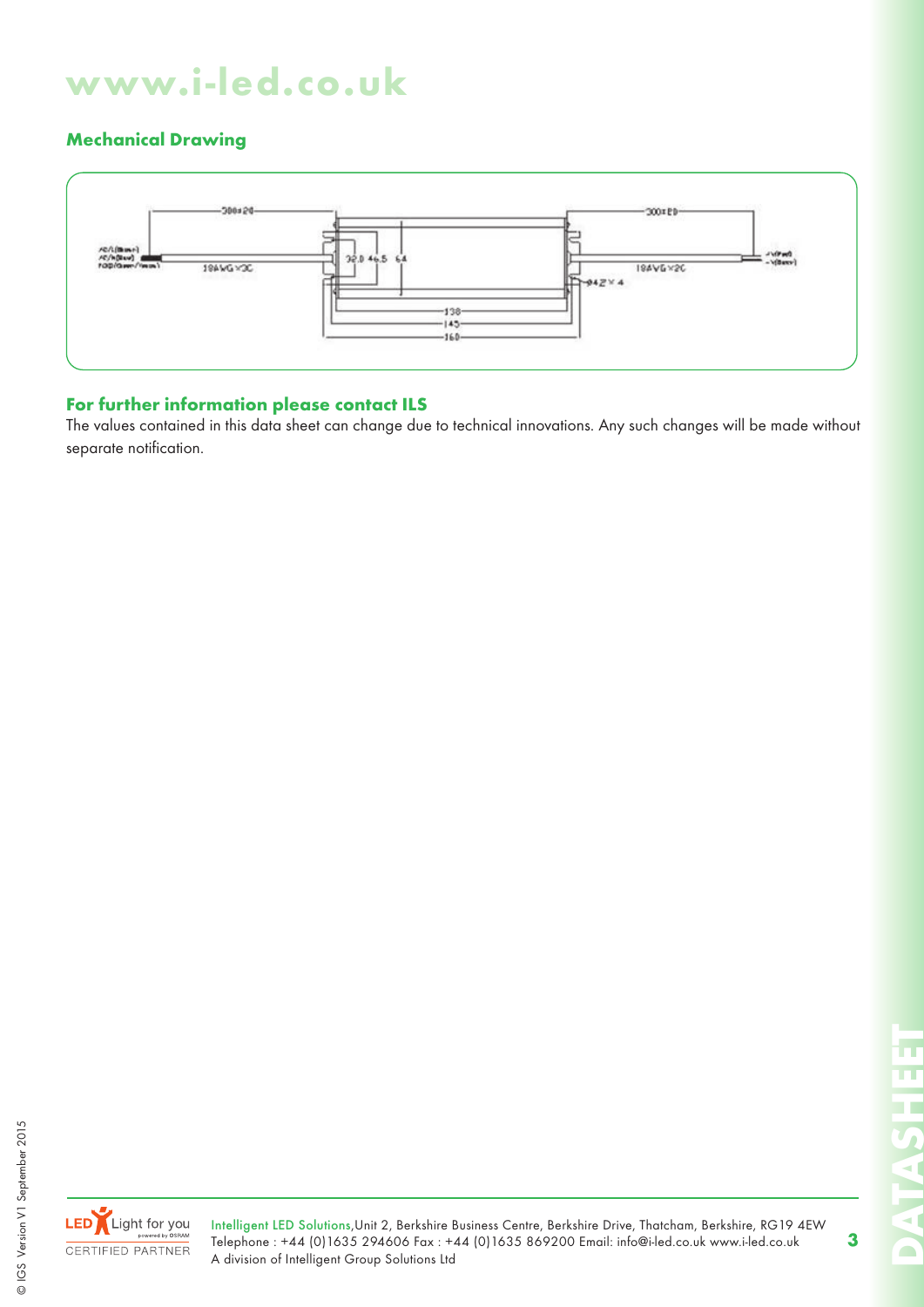# www.i-led.co.uk

## Mechanical Drawing

300±20

300±20

AC/L(Brown)
AC/N(Blue)
FG⏚(Green/Yellow)

18AWG×3C

32.0 46.5 64

18AWG×2C

+V(Red)
-V(Black)

Φ4.2×4

138

145

160

## For further information please contact ILS

The values contained in this data sheet can change due to technical innovations. Any such changes will be made without separate notification.

Intelligent LED Solutions,Unit 2, Berkshire Business Centre, Berkshire Drive, Thatcham, Berkshire, RG19 4EW
Telephone : +44 (0)1635 294606 Fax : +44 (0)1635 869200 Email: info@i-led.co.uk www.i-led.co.uk
A division of Intelligent Group Solutions Ltd